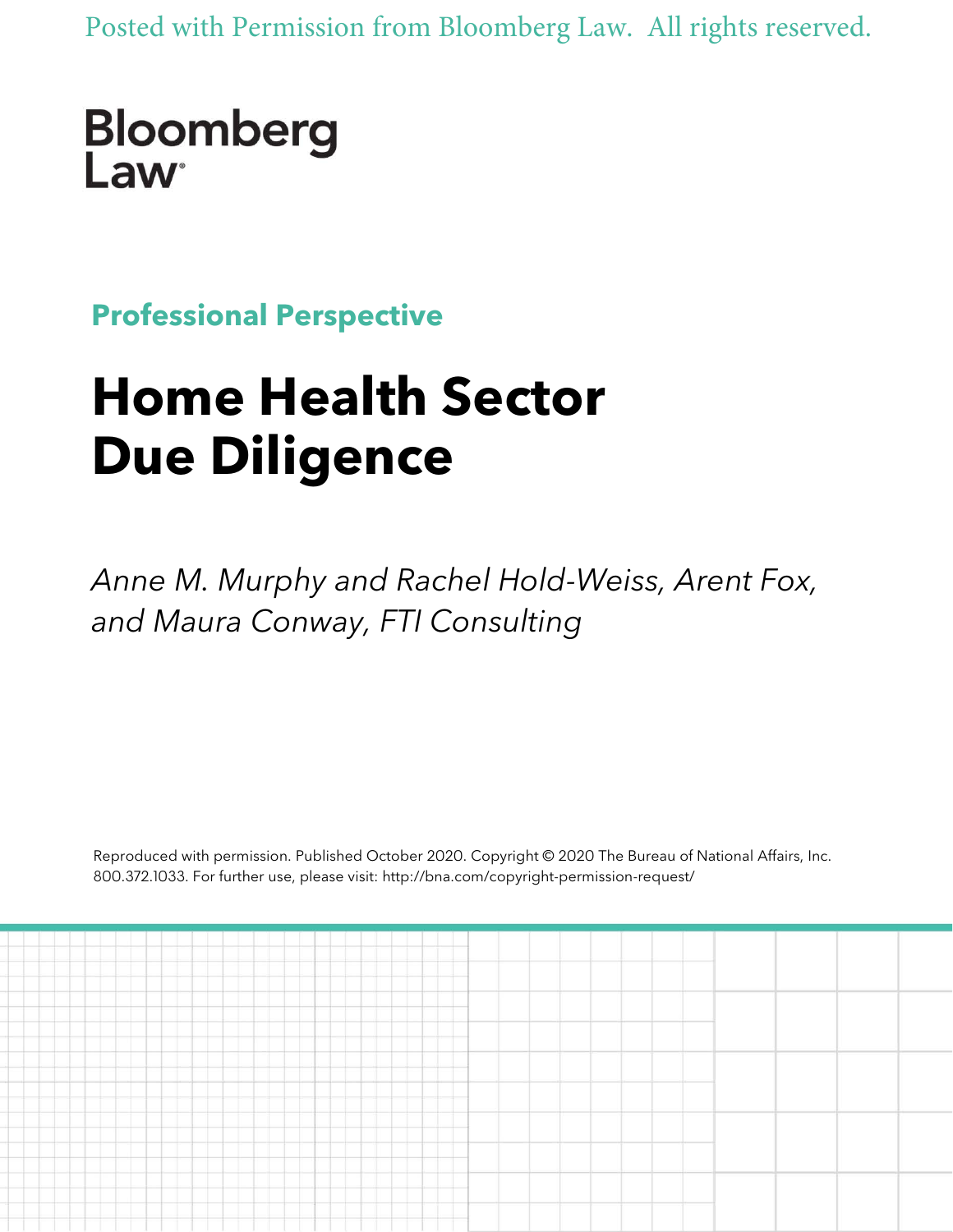Posted with Permission from Bloomberg Law. All rights reserved.

Bloomberg Law

**Professional Perspective**

# Home Health Sector Due Diligence

*Anne M. Murphy and Rachel Hold-Weiss, Arent Fox, and Maura Conway, FTI Consulting*

Reproduced with permission. Published October 2020. Copyright © 2020 The Bureau of National Affairs, Inc. 800.372.1033. For further use, please visit: http://bna.com/copyright-permission-request/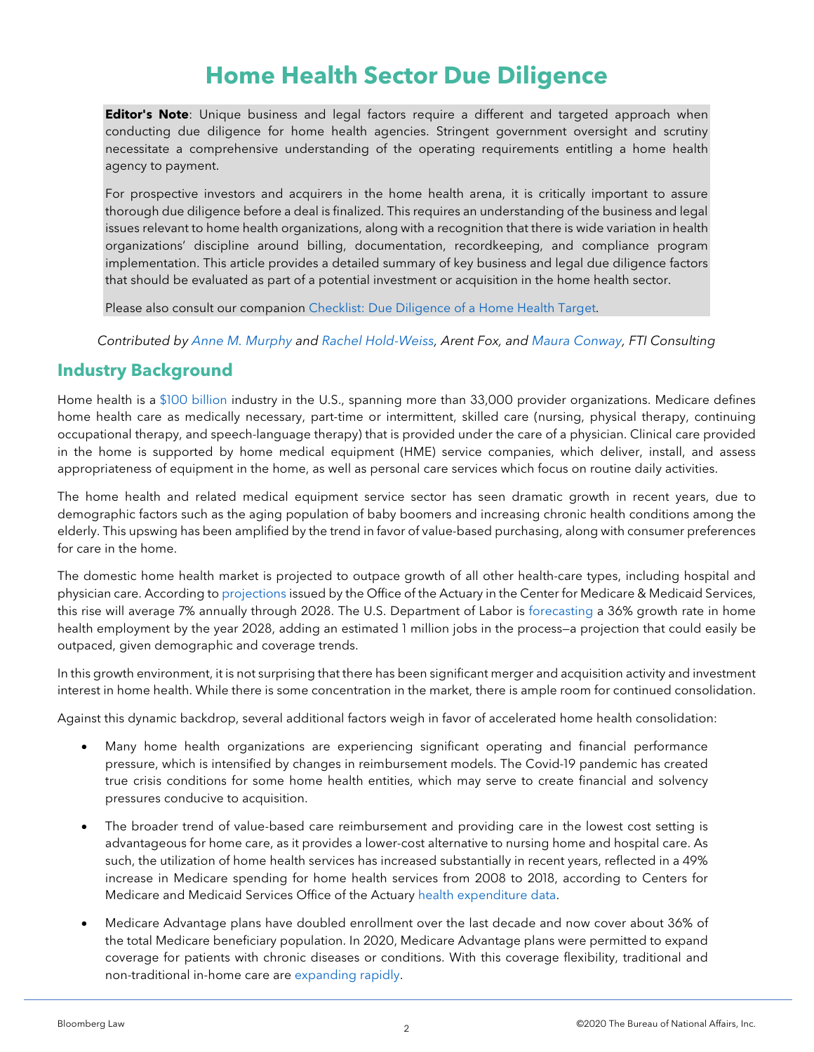# Home Health Sector Due Diligence

**Editor's Note**: Unique business and legal factors require a different and targeted approach when conducting due diligence for home health agencies. Stringent government oversight and scrutiny necessitate a comprehensive understanding of the operating requirements entitling a home health agency to payment.

For prospective investors and acquirers in the home health arena, it is critically important to assure thorough due diligence before a deal is finalized. This requires an understanding of the business and legal issues relevant to home health organizations, along with a recognition that there is wide variation in health organizations' discipline around billing, documentation, recordkeeping, and compliance program implementation. This article provides a detailed summary of key business and legal due diligence factors that should be evaluated as part of a potential investment or acquisition in the home health sector.

Please also consult our companion Checklist: Due Diligence of a Home Health Target.

*Contributed by Anne M. Murphy and Rachel Hold-Weiss, Arent Fox, and Maura Conway, FTI Consulting*

## Industry Background

Home health is a $100 billion industry in the U.S., spanning more than 33,000 provider organizations. Medicare defines home health care as medically necessary, part-time or intermittent, skilled care (nursing, physical therapy, continuing occupational therapy, and speech-language therapy) that is provided under the care of a physician. Clinical care provided in the home is supported by home medical equipment (HME) service companies, which deliver, install, and assess appropriateness of equipment in the home, as well as personal care services which focus on routine daily activities.

The home health and related medical equipment service sector has seen dramatic growth in recent years, due to demographic factors such as the aging population of baby boomers and increasing chronic health conditions among the elderly. This upswing has been amplified by the trend in favor of value-based purchasing, along with consumer preferences for care in the home.

The domestic home health market is projected to outpace growth of all other health-care types, including hospital and physician care. According to projections issued by the Office of the Actuary in the Center for Medicare & Medicaid Services, this rise will average 7% annually through 2028. The U.S. Department of Labor is forecasting a 36% growth rate in home health employment by the year 2028, adding an estimated 1 million jobs in the process—a projection that could easily be outpaced, given demographic and coverage trends.

In this growth environment, it is not surprising that there has been significant merger and acquisition activity and investment interest in home health. While there is some concentration in the market, there is ample room for continued consolidation.

Against this dynamic backdrop, several additional factors weigh in favor of accelerated home health consolidation:

- Many home health organizations are experiencing significant operating and financial performance pressure, which is intensified by changes in reimbursement models. The Covid-19 pandemic has created true crisis conditions for some home health entities, which may serve to create financial and solvency pressures conducive to acquisition.
- The broader trend of value-based care reimbursement and providing care in the lowest cost setting is advantageous for home care, as it provides a lower-cost alternative to nursing home and hospital care. As such, the utilization of home health services has increased substantially in recent years, reflected in a 49% increase in Medicare spending for home health services from 2008 to 2018, according to Centers for Medicare and Medicaid Services Office of the Actuary health expenditure data.
- Medicare Advantage plans have doubled enrollment over the last decade and now cover about 36% of the total Medicare beneficiary population. In 2020, Medicare Advantage plans were permitted to expand coverage for patients with chronic diseases or conditions. With this coverage flexibility, traditional and non-traditional in-home care are expanding rapidly.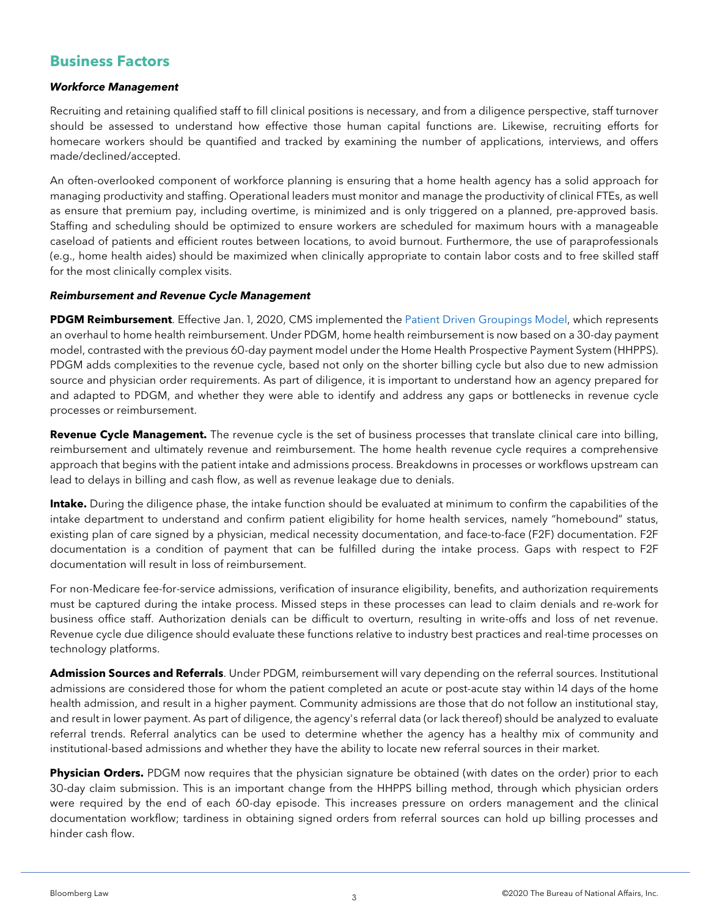## Business Factors

***Workforce Management***

Recruiting and retaining qualified staff to fill clinical positions is necessary, and from a diligence perspective, staff turnover should be assessed to understand how effective those human capital functions are. Likewise, recruiting efforts for homecare workers should be quantified and tracked by examining the number of applications, interviews, and offers made/declined/accepted.

An often-overlooked component of workforce planning is ensuring that a home health agency has a solid approach for managing productivity and staffing. Operational leaders must monitor and manage the productivity of clinical FTEs, as well as ensure that premium pay, including overtime, is minimized and is only triggered on a planned, pre-approved basis. Staffing and scheduling should be optimized to ensure workers are scheduled for maximum hours with a manageable caseload of patients and efficient routes between locations, to avoid burnout. Furthermore, the use of paraprofessionals (e.g., home health aides) should be maximized when clinically appropriate to contain labor costs and to free skilled staff for the most clinically complex visits.

***Reimbursement and Revenue Cycle Management***

**PDGM Reimbursement**. Effective Jan. 1, 2020, CMS implemented the Patient Driven Groupings Model, which represents an overhaul to home health reimbursement. Under PDGM, home health reimbursement is now based on a 30-day payment model, contrasted with the previous 60-day payment model under the Home Health Prospective Payment System (HHPPS). PDGM adds complexities to the revenue cycle, based not only on the shorter billing cycle but also due to new admission source and physician order requirements. As part of diligence, it is important to understand how an agency prepared for and adapted to PDGM, and whether they were able to identify and address any gaps or bottlenecks in revenue cycle processes or reimbursement.

**Revenue Cycle Management.** The revenue cycle is the set of business processes that translate clinical care into billing, reimbursement and ultimately revenue and reimbursement. The home health revenue cycle requires a comprehensive approach that begins with the patient intake and admissions process. Breakdowns in processes or workflows upstream can lead to delays in billing and cash flow, as well as revenue leakage due to denials.

**Intake.** During the diligence phase, the intake function should be evaluated at minimum to confirm the capabilities of the intake department to understand and confirm patient eligibility for home health services, namely "homebound" status, existing plan of care signed by a physician, medical necessity documentation, and face-to-face (F2F) documentation. F2F documentation is a condition of payment that can be fulfilled during the intake process. Gaps with respect to F2F documentation will result in loss of reimbursement.

For non-Medicare fee-for-service admissions, verification of insurance eligibility, benefits, and authorization requirements must be captured during the intake process. Missed steps in these processes can lead to claim denials and re-work for business office staff. Authorization denials can be difficult to overturn, resulting in write-offs and loss of net revenue. Revenue cycle due diligence should evaluate these functions relative to industry best practices and real-time processes on technology platforms.

**Admission Sources and Referrals**. Under PDGM, reimbursement will vary depending on the referral sources. Institutional admissions are considered those for whom the patient completed an acute or post-acute stay within 14 days of the home health admission, and result in a higher payment. Community admissions are those that do not follow an institutional stay, and result in lower payment. As part of diligence, the agency's referral data (or lack thereof) should be analyzed to evaluate referral trends. Referral analytics can be used to determine whether the agency has a healthy mix of community and institutional-based admissions and whether they have the ability to locate new referral sources in their market.

**Physician Orders.** PDGM now requires that the physician signature be obtained (with dates on the order) prior to each 30-day claim submission. This is an important change from the HHPPS billing method, through which physician orders were required by the end of each 60-day episode. This increases pressure on orders management and the clinical documentation workflow; tardiness in obtaining signed orders from referral sources can hold up billing processes and hinder cash flow.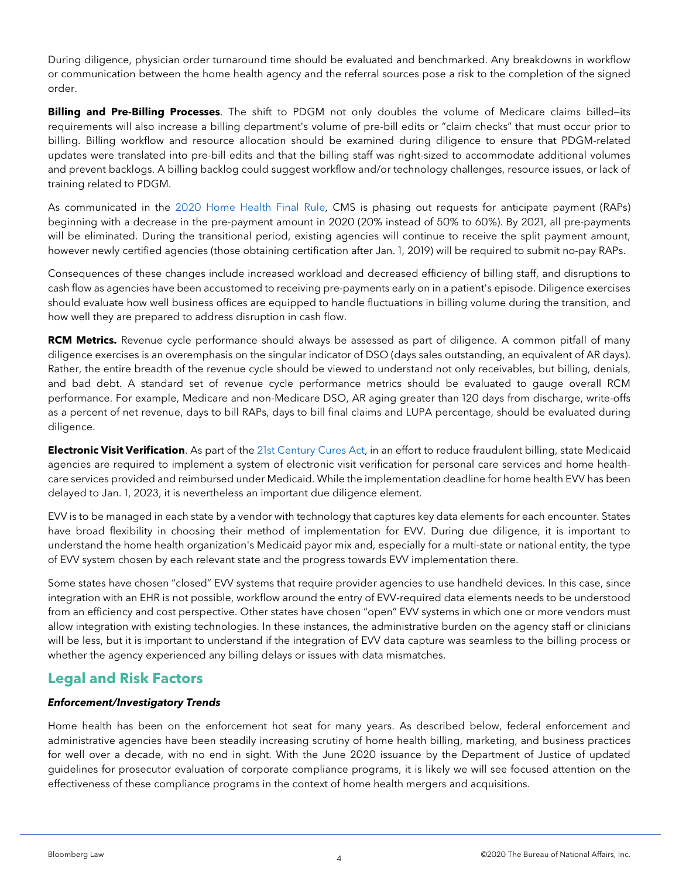During diligence, physician order turnaround time should be evaluated and benchmarked. Any breakdowns in workflow or communication between the home health agency and the referral sources pose a risk to the completion of the signed order.

**Billing and Pre-Billing Processes**. The shift to PDGM not only doubles the volume of Medicare claims billed—its requirements will also increase a billing department's volume of pre-bill edits or "claim checks" that must occur prior to billing. Billing workflow and resource allocation should be examined during diligence to ensure that PDGM-related updates were translated into pre-bill edits and that the billing staff was right-sized to accommodate additional volumes and prevent backlogs. A billing backlog could suggest workflow and/or technology challenges, resource issues, or lack of training related to PDGM.

As communicated in the 2020 Home Health Final Rule, CMS is phasing out requests for anticipate payment (RAPs) beginning with a decrease in the pre-payment amount in 2020 (20% instead of 50% to 60%). By 2021, all pre-payments will be eliminated. During the transitional period, existing agencies will continue to receive the split payment amount, however newly certified agencies (those obtaining certification after Jan. 1, 2019) will be required to submit no-pay RAPs.

Consequences of these changes include increased workload and decreased efficiency of billing staff, and disruptions to cash flow as agencies have been accustomed to receiving pre-payments early on in a patient's episode. Diligence exercises should evaluate how well business offices are equipped to handle fluctuations in billing volume during the transition, and how well they are prepared to address disruption in cash flow.

**RCM Metrics.** Revenue cycle performance should always be assessed as part of diligence. A common pitfall of many diligence exercises is an overemphasis on the singular indicator of DSO (days sales outstanding, an equivalent of AR days). Rather, the entire breadth of the revenue cycle should be viewed to understand not only receivables, but billing, denials, and bad debt. A standard set of revenue cycle performance metrics should be evaluated to gauge overall RCM performance. For example, Medicare and non-Medicare DSO, AR aging greater than 120 days from discharge, write-offs as a percent of net revenue, days to bill RAPs, days to bill final claims and LUPA percentage, should be evaluated during diligence.

**Electronic Visit Verification**. As part of the 21st Century Cures Act, in an effort to reduce fraudulent billing, state Medicaid agencies are required to implement a system of electronic visit verification for personal care services and home health-care services provided and reimbursed under Medicaid. While the implementation deadline for home health EVV has been delayed to Jan. 1, 2023, it is nevertheless an important due diligence element.

EVV is to be managed in each state by a vendor with technology that captures key data elements for each encounter. States have broad flexibility in choosing their method of implementation for EVV. During due diligence, it is important to understand the home health organization's Medicaid payor mix and, especially for a multi-state or national entity, the type of EVV system chosen by each relevant state and the progress towards EVV implementation there.

Some states have chosen "closed" EVV systems that require provider agencies to use handheld devices. In this case, since integration with an EHR is not possible, workflow around the entry of EVV-required data elements needs to be understood from an efficiency and cost perspective. Other states have chosen "open" EVV systems in which one or more vendors must allow integration with existing technologies. In these instances, the administrative burden on the agency staff or clinicians will be less, but it is important to understand if the integration of EVV data capture was seamless to the billing process or whether the agency experienced any billing delays or issues with data mismatches.

## Legal and Risk Factors

### *Enforcement/Investigatory Trends*

Home health has been on the enforcement hot seat for many years. As described below, federal enforcement and administrative agencies have been steadily increasing scrutiny of home health billing, marketing, and business practices for well over a decade, with no end in sight. With the June 2020 issuance by the Department of Justice of updated guidelines for prosecutor evaluation of corporate compliance programs, it is likely we will see focused attention on the effectiveness of these compliance programs in the context of home health mergers and acquisitions.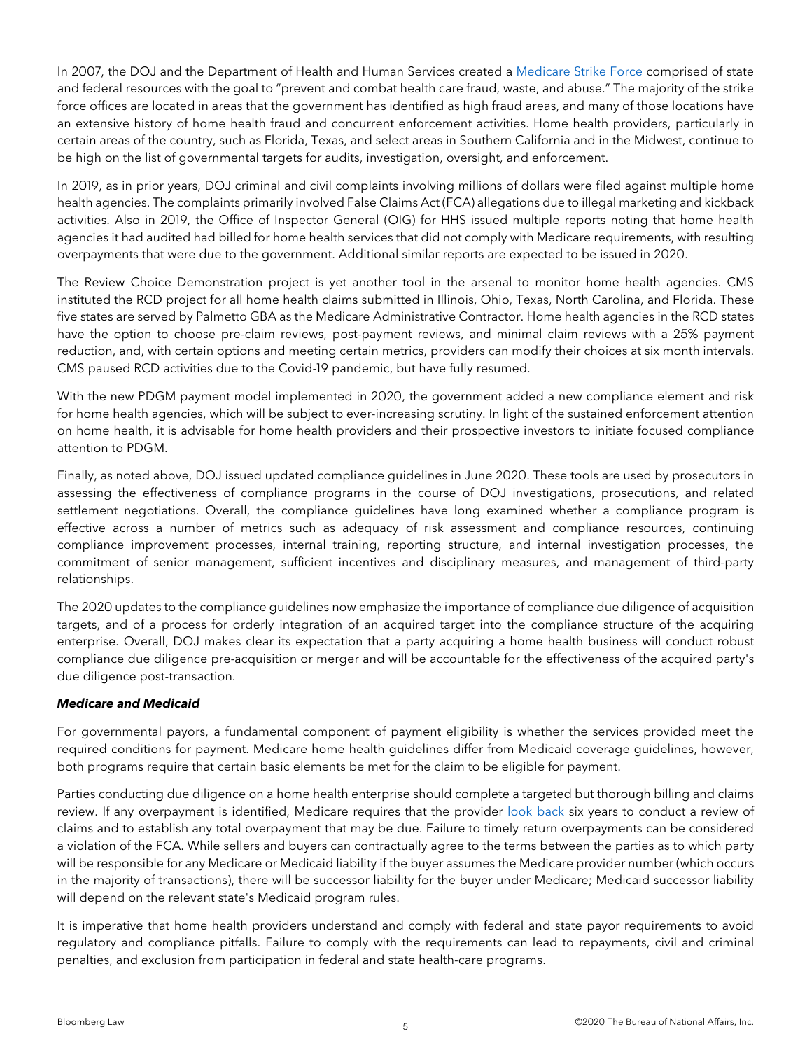In 2007, the DOJ and the Department of Health and Human Services created a Medicare Strike Force comprised of state and federal resources with the goal to "prevent and combat health care fraud, waste, and abuse." The majority of the strike force offices are located in areas that the government has identified as high fraud areas, and many of those locations have an extensive history of home health fraud and concurrent enforcement activities. Home health providers, particularly in certain areas of the country, such as Florida, Texas, and select areas in Southern California and in the Midwest, continue to be high on the list of governmental targets for audits, investigation, oversight, and enforcement.

In 2019, as in prior years, DOJ criminal and civil complaints involving millions of dollars were filed against multiple home health agencies. The complaints primarily involved False Claims Act (FCA) allegations due to illegal marketing and kickback activities. Also in 2019, the Office of Inspector General (OIG) for HHS issued multiple reports noting that home health agencies it had audited had billed for home health services that did not comply with Medicare requirements, with resulting overpayments that were due to the government. Additional similar reports are expected to be issued in 2020.

The Review Choice Demonstration project is yet another tool in the arsenal to monitor home health agencies. CMS instituted the RCD project for all home health claims submitted in Illinois, Ohio, Texas, North Carolina, and Florida. These five states are served by Palmetto GBA as the Medicare Administrative Contractor. Home health agencies in the RCD states have the option to choose pre-claim reviews, post-payment reviews, and minimal claim reviews with a 25% payment reduction, and, with certain options and meeting certain metrics, providers can modify their choices at six month intervals. CMS paused RCD activities due to the Covid-19 pandemic, but have fully resumed.

With the new PDGM payment model implemented in 2020, the government added a new compliance element and risk for home health agencies, which will be subject to ever-increasing scrutiny. In light of the sustained enforcement attention on home health, it is advisable for home health providers and their prospective investors to initiate focused compliance attention to PDGM.

Finally, as noted above, DOJ issued updated compliance guidelines in June 2020. These tools are used by prosecutors in assessing the effectiveness of compliance programs in the course of DOJ investigations, prosecutions, and related settlement negotiations. Overall, the compliance guidelines have long examined whether a compliance program is effective across a number of metrics such as adequacy of risk assessment and compliance resources, continuing compliance improvement processes, internal training, reporting structure, and internal investigation processes, the commitment of senior management, sufficient incentives and disciplinary measures, and management of third-party relationships.

The 2020 updates to the compliance guidelines now emphasize the importance of compliance due diligence of acquisition targets, and of a process for orderly integration of an acquired target into the compliance structure of the acquiring enterprise. Overall, DOJ makes clear its expectation that a party acquiring a home health business will conduct robust compliance due diligence pre-acquisition or merger and will be accountable for the effectiveness of the acquired party's due diligence post-transaction.

***Medicare and Medicaid***

For governmental payors, a fundamental component of payment eligibility is whether the services provided meet the required conditions for payment. Medicare home health guidelines differ from Medicaid coverage guidelines, however, both programs require that certain basic elements be met for the claim to be eligible for payment.

Parties conducting due diligence on a home health enterprise should complete a targeted but thorough billing and claims review. If any overpayment is identified, Medicare requires that the provider look back six years to conduct a review of claims and to establish any total overpayment that may be due. Failure to timely return overpayments can be considered a violation of the FCA. While sellers and buyers can contractually agree to the terms between the parties as to which party will be responsible for any Medicare or Medicaid liability if the buyer assumes the Medicare provider number (which occurs in the majority of transactions), there will be successor liability for the buyer under Medicare; Medicaid successor liability will depend on the relevant state's Medicaid program rules.

It is imperative that home health providers understand and comply with federal and state payor requirements to avoid regulatory and compliance pitfalls. Failure to comply with the requirements can lead to repayments, civil and criminal penalties, and exclusion from participation in federal and state health-care programs.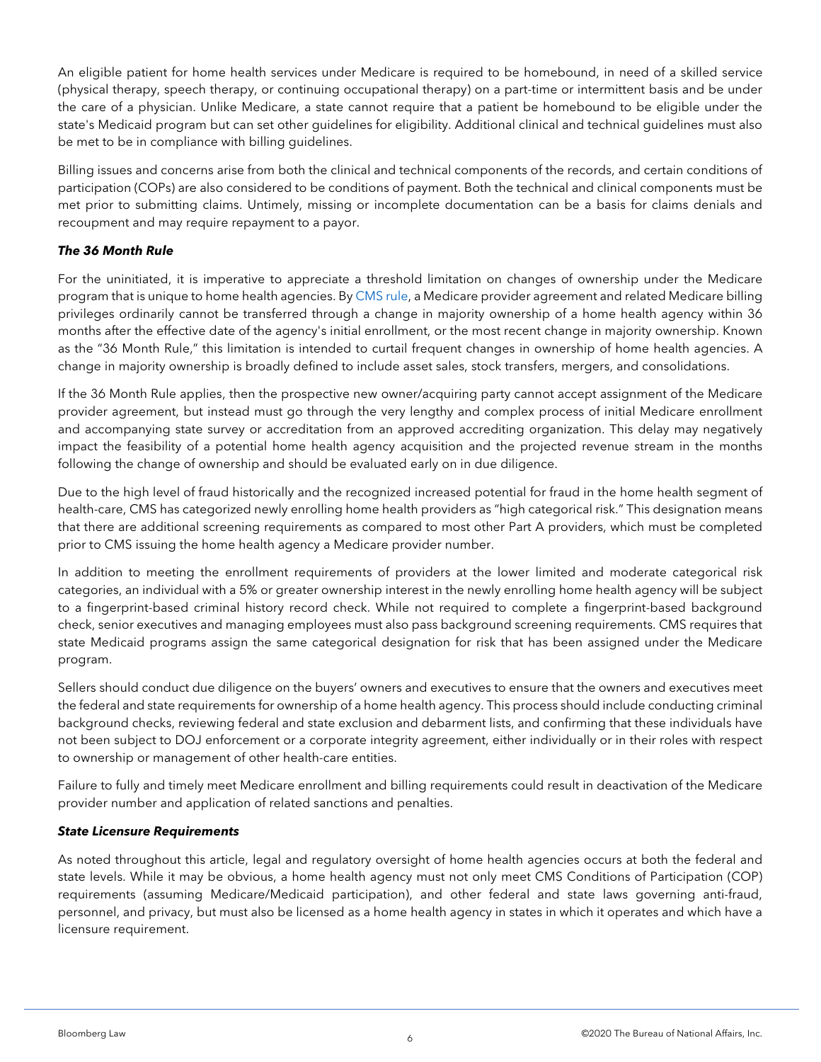An eligible patient for home health services under Medicare is required to be homebound, in need of a skilled service (physical therapy, speech therapy, or continuing occupational therapy) on a part-time or intermittent basis and be under the care of a physician. Unlike Medicare, a state cannot require that a patient be homebound to be eligible under the state's Medicaid program but can set other guidelines for eligibility. Additional clinical and technical guidelines must also be met to be in compliance with billing guidelines.

Billing issues and concerns arise from both the clinical and technical components of the records, and certain conditions of participation (COPs) are also considered to be conditions of payment. Both the technical and clinical components must be met prior to submitting claims. Untimely, missing or incomplete documentation can be a basis for claims denials and recoupment and may require repayment to a payor.

***The 36 Month Rule***

For the uninitiated, it is imperative to appreciate a threshold limitation on changes of ownership under the Medicare program that is unique to home health agencies. By CMS rule, a Medicare provider agreement and related Medicare billing privileges ordinarily cannot be transferred through a change in majority ownership of a home health agency within 36 months after the effective date of the agency's initial enrollment, or the most recent change in majority ownership. Known as the "36 Month Rule," this limitation is intended to curtail frequent changes in ownership of home health agencies. A change in majority ownership is broadly defined to include asset sales, stock transfers, mergers, and consolidations.

If the 36 Month Rule applies, then the prospective new owner/acquiring party cannot accept assignment of the Medicare provider agreement, but instead must go through the very lengthy and complex process of initial Medicare enrollment and accompanying state survey or accreditation from an approved accrediting organization. This delay may negatively impact the feasibility of a potential home health agency acquisition and the projected revenue stream in the months following the change of ownership and should be evaluated early on in due diligence.

Due to the high level of fraud historically and the recognized increased potential for fraud in the home health segment of health-care, CMS has categorized newly enrolling home health providers as "high categorical risk." This designation means that there are additional screening requirements as compared to most other Part A providers, which must be completed prior to CMS issuing the home health agency a Medicare provider number.

In addition to meeting the enrollment requirements of providers at the lower limited and moderate categorical risk categories, an individual with a 5% or greater ownership interest in the newly enrolling home health agency will be subject to a fingerprint-based criminal history record check. While not required to complete a fingerprint-based background check, senior executives and managing employees must also pass background screening requirements. CMS requires that state Medicaid programs assign the same categorical designation for risk that has been assigned under the Medicare program.

Sellers should conduct due diligence on the buyers' owners and executives to ensure that the owners and executives meet the federal and state requirements for ownership of a home health agency. This process should include conducting criminal background checks, reviewing federal and state exclusion and debarment lists, and confirming that these individuals have not been subject to DOJ enforcement or a corporate integrity agreement, either individually or in their roles with respect to ownership or management of other health-care entities.

Failure to fully and timely meet Medicare enrollment and billing requirements could result in deactivation of the Medicare provider number and application of related sanctions and penalties.

***State Licensure Requirements***

As noted throughout this article, legal and regulatory oversight of home health agencies occurs at both the federal and state levels. While it may be obvious, a home health agency must not only meet CMS Conditions of Participation (COP) requirements (assuming Medicare/Medicaid participation), and other federal and state laws governing anti-fraud, personnel, and privacy, but must also be licensed as a home health agency in states in which it operates and which have a licensure requirement.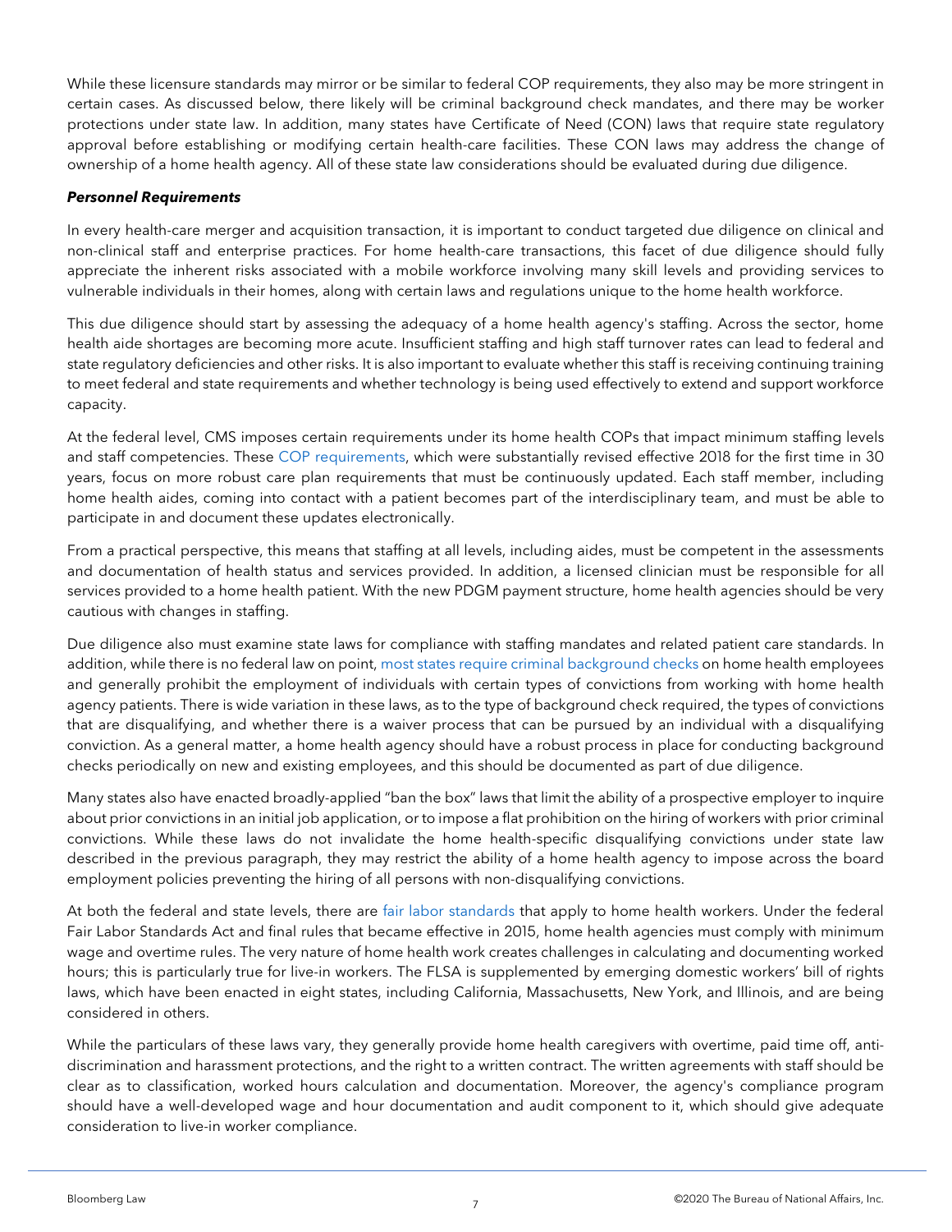While these licensure standards may mirror or be similar to federal COP requirements, they also may be more stringent in certain cases. As discussed below, there likely will be criminal background check mandates, and there may be worker protections under state law. In addition, many states have Certificate of Need (CON) laws that require state regulatory approval before establishing or modifying certain health-care facilities. These CON laws may address the change of ownership of a home health agency. All of these state law considerations should be evaluated during due diligence.

***Personnel Requirements***

In every health-care merger and acquisition transaction, it is important to conduct targeted due diligence on clinical and non-clinical staff and enterprise practices. For home health-care transactions, this facet of due diligence should fully appreciate the inherent risks associated with a mobile workforce involving many skill levels and providing services to vulnerable individuals in their homes, along with certain laws and regulations unique to the home health workforce.

This due diligence should start by assessing the adequacy of a home health agency's staffing. Across the sector, home health aide shortages are becoming more acute. Insufficient staffing and high staff turnover rates can lead to federal and state regulatory deficiencies and other risks. It is also important to evaluate whether this staff is receiving continuing training to meet federal and state requirements and whether technology is being used effectively to extend and support workforce capacity.

At the federal level, CMS imposes certain requirements under its home health COPs that impact minimum staffing levels and staff competencies. These COP requirements, which were substantially revised effective 2018 for the first time in 30 years, focus on more robust care plan requirements that must be continuously updated. Each staff member, including home health aides, coming into contact with a patient becomes part of the interdisciplinary team, and must be able to participate in and document these updates electronically.

From a practical perspective, this means that staffing at all levels, including aides, must be competent in the assessments and documentation of health status and services provided. In addition, a licensed clinician must be responsible for all services provided to a home health patient. With the new PDGM payment structure, home health agencies should be very cautious with changes in staffing.

Due diligence also must examine state laws for compliance with staffing mandates and related patient care standards. In addition, while there is no federal law on point, most states require criminal background checks on home health employees and generally prohibit the employment of individuals with certain types of convictions from working with home health agency patients. There is wide variation in these laws, as to the type of background check required, the types of convictions that are disqualifying, and whether there is a waiver process that can be pursued by an individual with a disqualifying conviction. As a general matter, a home health agency should have a robust process in place for conducting background checks periodically on new and existing employees, and this should be documented as part of due diligence.

Many states also have enacted broadly-applied "ban the box" laws that limit the ability of a prospective employer to inquire about prior convictions in an initial job application, or to impose a flat prohibition on the hiring of workers with prior criminal convictions. While these laws do not invalidate the home health-specific disqualifying convictions under state law described in the previous paragraph, they may restrict the ability of a home health agency to impose across the board employment policies preventing the hiring of all persons with non-disqualifying convictions.

At both the federal and state levels, there are fair labor standards that apply to home health workers. Under the federal Fair Labor Standards Act and final rules that became effective in 2015, home health agencies must comply with minimum wage and overtime rules. The very nature of home health work creates challenges in calculating and documenting worked hours; this is particularly true for live-in workers. The FLSA is supplemented by emerging domestic workers' bill of rights laws, which have been enacted in eight states, including California, Massachusetts, New York, and Illinois, and are being considered in others.

While the particulars of these laws vary, they generally provide home health caregivers with overtime, paid time off, anti-discrimination and harassment protections, and the right to a written contract. The written agreements with staff should be clear as to classification, worked hours calculation and documentation. Moreover, the agency's compliance program should have a well-developed wage and hour documentation and audit component to it, which should give adequate consideration to live-in worker compliance.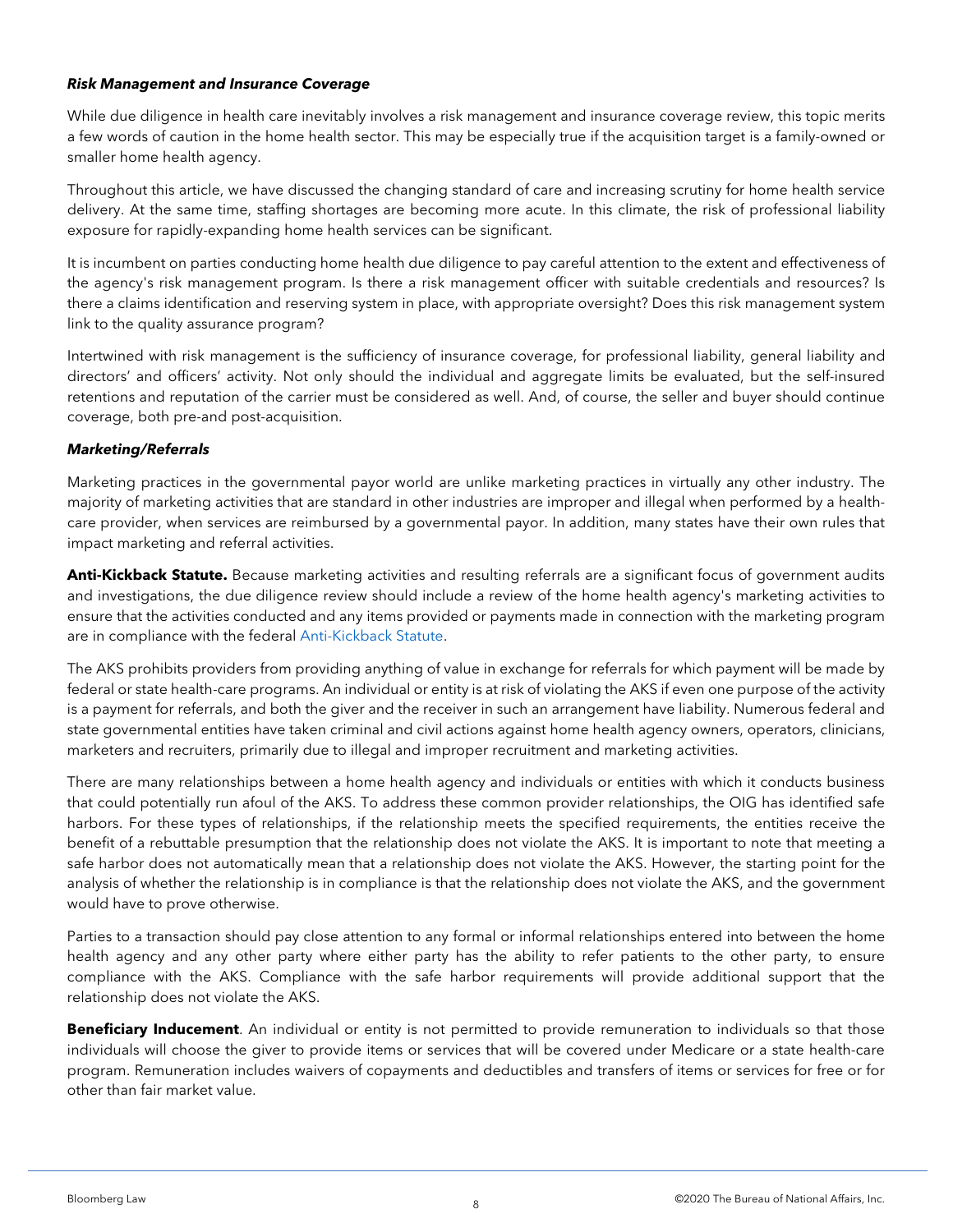***Risk Management and Insurance Coverage***

While due diligence in health care inevitably involves a risk management and insurance coverage review, this topic merits a few words of caution in the home health sector. This may be especially true if the acquisition target is a family-owned or smaller home health agency.

Throughout this article, we have discussed the changing standard of care and increasing scrutiny for home health service delivery. At the same time, staffing shortages are becoming more acute. In this climate, the risk of professional liability exposure for rapidly-expanding home health services can be significant.

It is incumbent on parties conducting home health due diligence to pay careful attention to the extent and effectiveness of the agency's risk management program. Is there a risk management officer with suitable credentials and resources? Is there a claims identification and reserving system in place, with appropriate oversight? Does this risk management system link to the quality assurance program?

Intertwined with risk management is the sufficiency of insurance coverage, for professional liability, general liability and directors' and officers' activity. Not only should the individual and aggregate limits be evaluated, but the self-insured retentions and reputation of the carrier must be considered as well. And, of course, the seller and buyer should continue coverage, both pre-and post-acquisition.

***Marketing/Referrals***

Marketing practices in the governmental payor world are unlike marketing practices in virtually any other industry. The majority of marketing activities that are standard in other industries are improper and illegal when performed by a health-care provider, when services are reimbursed by a governmental payor. In addition, many states have their own rules that impact marketing and referral activities.

**Anti-Kickback Statute.** Because marketing activities and resulting referrals are a significant focus of government audits and investigations, the due diligence review should include a review of the home health agency's marketing activities to ensure that the activities conducted and any items provided or payments made in connection with the marketing program are in compliance with the federal Anti-Kickback Statute.

The AKS prohibits providers from providing anything of value in exchange for referrals for which payment will be made by federal or state health-care programs. An individual or entity is at risk of violating the AKS if even one purpose of the activity is a payment for referrals, and both the giver and the receiver in such an arrangement have liability. Numerous federal and state governmental entities have taken criminal and civil actions against home health agency owners, operators, clinicians, marketers and recruiters, primarily due to illegal and improper recruitment and marketing activities.

There are many relationships between a home health agency and individuals or entities with which it conducts business that could potentially run afoul of the AKS. To address these common provider relationships, the OIG has identified safe harbors. For these types of relationships, if the relationship meets the specified requirements, the entities receive the benefit of a rebuttable presumption that the relationship does not violate the AKS. It is important to note that meeting a safe harbor does not automatically mean that a relationship does not violate the AKS. However, the starting point for the analysis of whether the relationship is in compliance is that the relationship does not violate the AKS, and the government would have to prove otherwise.

Parties to a transaction should pay close attention to any formal or informal relationships entered into between the home health agency and any other party where either party has the ability to refer patients to the other party, to ensure compliance with the AKS. Compliance with the safe harbor requirements will provide additional support that the relationship does not violate the AKS.

**Beneficiary Inducement**. An individual or entity is not permitted to provide remuneration to individuals so that those individuals will choose the giver to provide items or services that will be covered under Medicare or a state health-care program. Remuneration includes waivers of copayments and deductibles and transfers of items or services for free or for other than fair market value.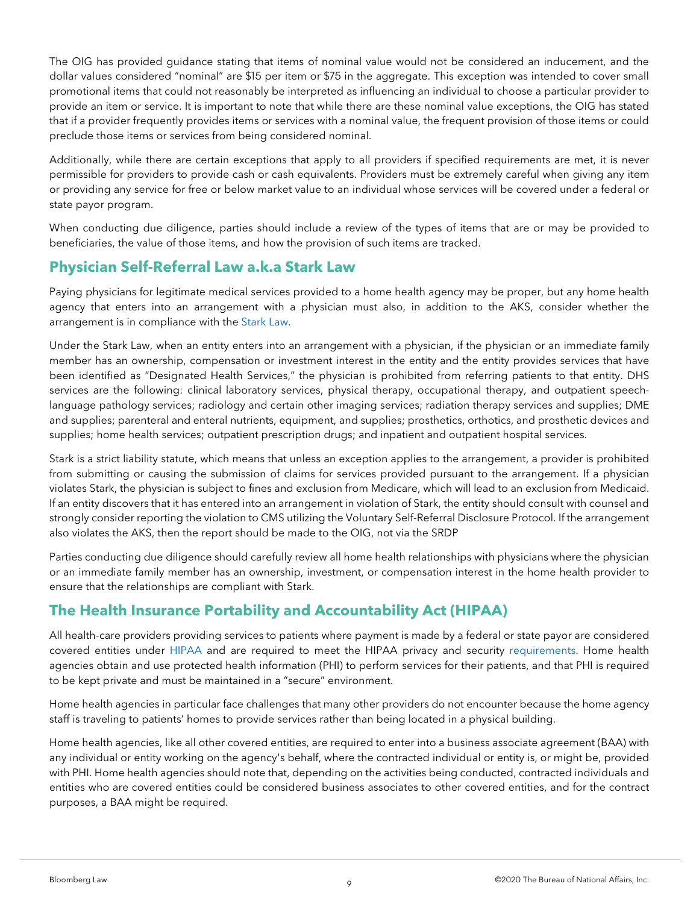The OIG has provided guidance stating that items of nominal value would not be considered an inducement, and the dollar values considered "nominal" are $15 per item or $75 in the aggregate. This exception was intended to cover small promotional items that could not reasonably be interpreted as influencing an individual to choose a particular provider to provide an item or service. It is important to note that while there are these nominal value exceptions, the OIG has stated that if a provider frequently provides items or services with a nominal value, the frequent provision of those items or could preclude those items or services from being considered nominal.

Additionally, while there are certain exceptions that apply to all providers if specified requirements are met, it is never permissible for providers to provide cash or cash equivalents. Providers must be extremely careful when giving any item or providing any service for free or below market value to an individual whose services will be covered under a federal or state payor program.

When conducting due diligence, parties should include a review of the types of items that are or may be provided to beneficiaries, the value of those items, and how the provision of such items are tracked.

## Physician Self-Referral Law a.k.a Stark Law

Paying physicians for legitimate medical services provided to a home health agency may be proper, but any home health agency that enters into an arrangement with a physician must also, in addition to the AKS, consider whether the arrangement is in compliance with the Stark Law.

Under the Stark Law, when an entity enters into an arrangement with a physician, if the physician or an immediate family member has an ownership, compensation or investment interest in the entity and the entity provides services that have been identified as "Designated Health Services," the physician is prohibited from referring patients to that entity. DHS services are the following: clinical laboratory services, physical therapy, occupational therapy, and outpatient speech-language pathology services; radiology and certain other imaging services; radiation therapy services and supplies; DME and supplies; parenteral and enteral nutrients, equipment, and supplies; prosthetics, orthotics, and prosthetic devices and supplies; home health services; outpatient prescription drugs; and inpatient and outpatient hospital services.

Stark is a strict liability statute, which means that unless an exception applies to the arrangement, a provider is prohibited from submitting or causing the submission of claims for services provided pursuant to the arrangement. If a physician violates Stark, the physician is subject to fines and exclusion from Medicare, which will lead to an exclusion from Medicaid. If an entity discovers that it has entered into an arrangement in violation of Stark, the entity should consult with counsel and strongly consider reporting the violation to CMS utilizing the Voluntary Self-Referral Disclosure Protocol. If the arrangement also violates the AKS, then the report should be made to the OIG, not via the SRDP

Parties conducting due diligence should carefully review all home health relationships with physicians where the physician or an immediate family member has an ownership, investment, or compensation interest in the home health provider to ensure that the relationships are compliant with Stark.

## The Health Insurance Portability and Accountability Act (HIPAA)

All health-care providers providing services to patients where payment is made by a federal or state payor are considered covered entities under HIPAA and are required to meet the HIPAA privacy and security requirements. Home health agencies obtain and use protected health information (PHI) to perform services for their patients, and that PHI is required to be kept private and must be maintained in a "secure" environment.

Home health agencies in particular face challenges that many other providers do not encounter because the home agency staff is traveling to patients' homes to provide services rather than being located in a physical building.

Home health agencies, like all other covered entities, are required to enter into a business associate agreement (BAA) with any individual or entity working on the agency's behalf, where the contracted individual or entity is, or might be, provided with PHI. Home health agencies should note that, depending on the activities being conducted, contracted individuals and entities who are covered entities could be considered business associates to other covered entities, and for the contract purposes, a BAA might be required.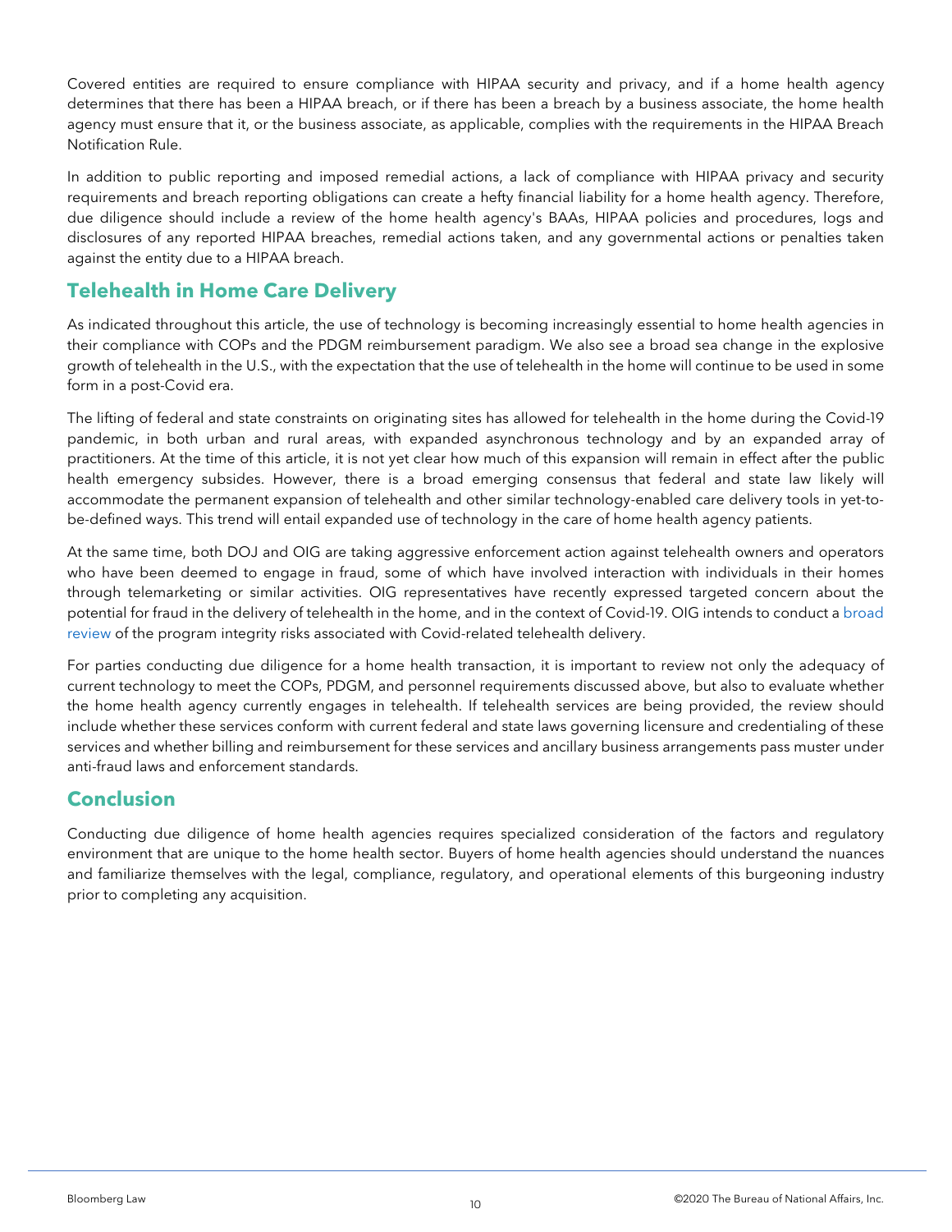Covered entities are required to ensure compliance with HIPAA security and privacy, and if a home health agency determines that there has been a HIPAA breach, or if there has been a breach by a business associate, the home health agency must ensure that it, or the business associate, as applicable, complies with the requirements in the HIPAA Breach Notification Rule.

In addition to public reporting and imposed remedial actions, a lack of compliance with HIPAA privacy and security requirements and breach reporting obligations can create a hefty financial liability for a home health agency. Therefore, due diligence should include a review of the home health agency's BAAs, HIPAA policies and procedures, logs and disclosures of any reported HIPAA breaches, remedial actions taken, and any governmental actions or penalties taken against the entity due to a HIPAA breach.

## Telehealth in Home Care Delivery

As indicated throughout this article, the use of technology is becoming increasingly essential to home health agencies in their compliance with COPs and the PDGM reimbursement paradigm. We also see a broad sea change in the explosive growth of telehealth in the U.S., with the expectation that the use of telehealth in the home will continue to be used in some form in a post-Covid era.

The lifting of federal and state constraints on originating sites has allowed for telehealth in the home during the Covid-19 pandemic, in both urban and rural areas, with expanded asynchronous technology and by an expanded array of practitioners. At the time of this article, it is not yet clear how much of this expansion will remain in effect after the public health emergency subsides. However, there is a broad emerging consensus that federal and state law likely will accommodate the permanent expansion of telehealth and other similar technology-enabled care delivery tools in yet-to-be-defined ways. This trend will entail expanded use of technology in the care of home health agency patients.

At the same time, both DOJ and OIG are taking aggressive enforcement action against telehealth owners and operators who have been deemed to engage in fraud, some of which have involved interaction with individuals in their homes through telemarketing or similar activities. OIG representatives have recently expressed targeted concern about the potential for fraud in the delivery of telehealth in the home, and in the context of Covid-19. OIG intends to conduct a broad review of the program integrity risks associated with Covid-related telehealth delivery.

For parties conducting due diligence for a home health transaction, it is important to review not only the adequacy of current technology to meet the COPs, PDGM, and personnel requirements discussed above, but also to evaluate whether the home health agency currently engages in telehealth. If telehealth services are being provided, the review should include whether these services conform with current federal and state laws governing licensure and credentialing of these services and whether billing and reimbursement for these services and ancillary business arrangements pass muster under anti-fraud laws and enforcement standards.

## Conclusion

Conducting due diligence of home health agencies requires specialized consideration of the factors and regulatory environment that are unique to the home health sector. Buyers of home health agencies should understand the nuances and familiarize themselves with the legal, compliance, regulatory, and operational elements of this burgeoning industry prior to completing any acquisition.